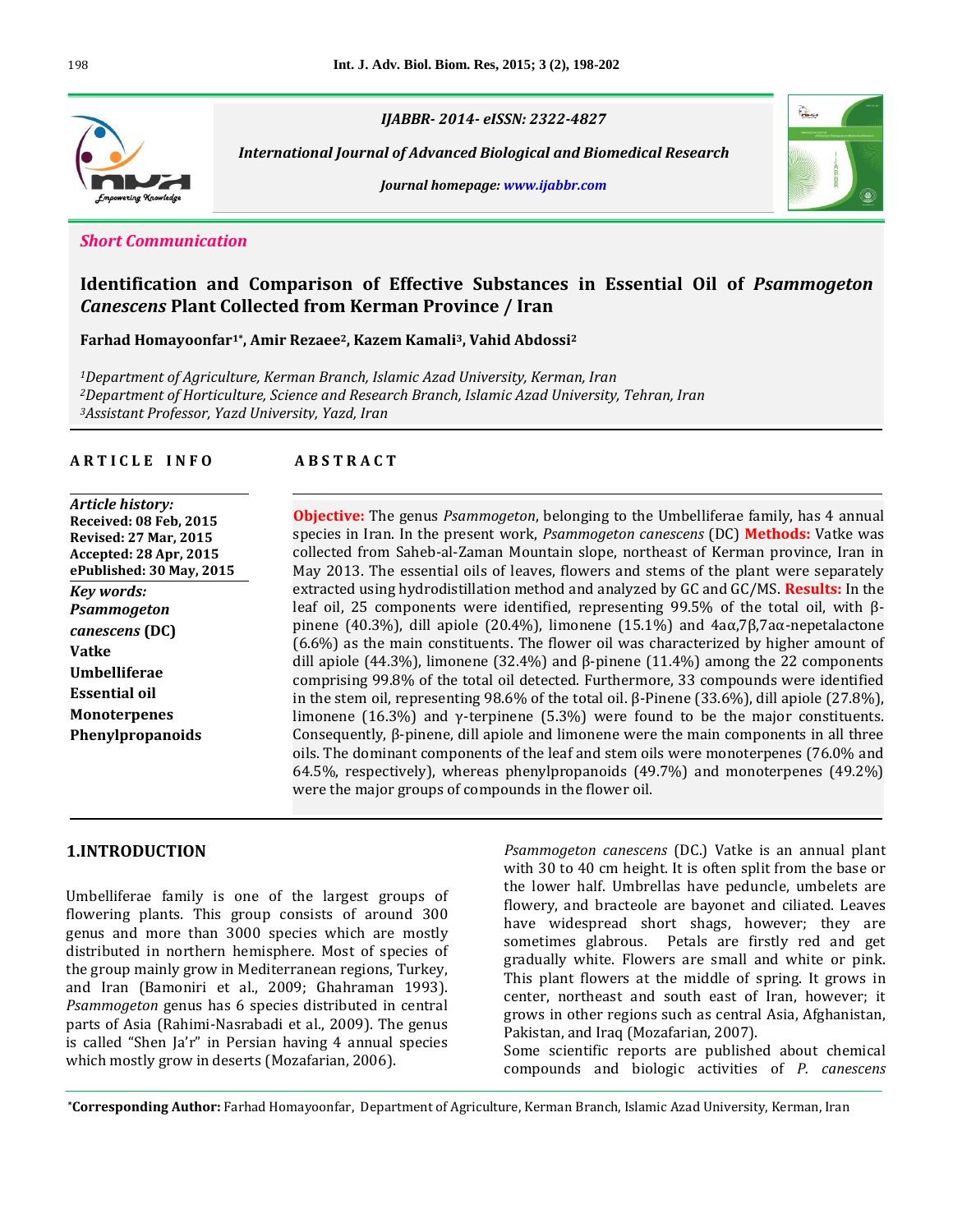IJABBR- 2014- eISSN: 2322-4827

*International Journal of Advanced Biological and Biomedical Research*

*Journal homepage: www.ijabbr.com*

*Short Communication*

# Identification and Comparison of Effective Substances in Essential Oil of *Psammogeton Canescens* Plant Collected from Kerman Province / Iran

**Farhad Homayoonfar[1*], Amir Rezaee[2], Kazem Kamali[3], Vahid Abdossi[2]**

[1]*Department of Agriculture, Kerman Branch, Islamic Azad University, Kerman, Iran*
[2]*Department of Horticulture, Science and Research Branch, Islamic Azad University, Tehran, Iran*
[3]*Assistant Professor, Yazd University, Yazd, Iran*

## ARTICLE INFO

*Article history:*
**Received: 08 Feb, 2015**
**Revised: 27 Mar, 2015**
**Accepted: 28 Apr, 2015**
**ePublished: 30 May, 2015**

*Key words:*
***Psammogeton canescens* (DC)**
**Vatke**
**Umbelliferae**
**Essential oil**
**Monoterpenes**
**Phenylpropanoids**

## ABSTRACT

**Objective:** The genus *Psammogeton*, belonging to the Umbelliferae family, has 4 annual species in Iran. In the present work, *Psammogeton canescens* (DC) **Methods:** Vatke was collected from Saheb-al-Zaman Mountain slope, northeast of Kerman province, Iran in May 2013. The essential oils of leaves, flowers and stems of the plant were separately extracted using hydrodistillation method and analyzed by GC and GC/MS. **Results:** In the leaf oil, 25 components were identified, representing 99.5% of the total oil, with β-pinene (40.3%), dill apiole (20.4%), limonene (15.1%) and 4aα,7β,7aα-nepetalactone (6.6%) as the main constituents. The flower oil was characterized by higher amount of dill apiole (44.3%), limonene (32.4%) and β-pinene (11.4%) among the 22 components comprising 99.8% of the total oil detected. Furthermore, 33 compounds were identified in the stem oil, representing 98.6% of the total oil. β-Pinene (33.6%), dill apiole (27.8%), limonene (16.3%) and γ-terpinene (5.3%) were found to be the major constituents. Consequently, β-pinene, dill apiole and limonene were the main components in all three oils. The dominant components of the leaf and stem oils were monoterpenes (76.0% and 64.5%, respectively), whereas phenylpropanoids (49.7%) and monoterpenes (49.2%) were the major groups of compounds in the flower oil.

## 1.INTRODUCTION

Umbelliferae family is one of the largest groups of flowering plants. This group consists of around 300 genus and more than 3000 species which are mostly distributed in northern hemisphere. Most of species of the group mainly grow in Mediterranean regions, Turkey, and Iran (Bamoniri et al., 2009; Ghahraman 1993). *Psammogeton* genus has 6 species distributed in central parts of Asia (Rahimi-Nasrabadi et al., 2009). The genus is called "Shen Ja'r" in Persian having 4 annual species which mostly grow in deserts (Mozafarian, 2006).

*Psammogeton canescens* (DC.) Vatke is an annual plant with 30 to 40 cm height. It is often split from the base or the lower half. Umbrellas have peduncle, umbelets are flowery, and bracteole are bayonet and ciliated. Leaves have widespread short shags, however; they are sometimes glabrous. Petals are firstly red and get gradually white. Flowers are small and white or pink. This plant flowers at the middle of spring. It grows in center, northeast and south east of Iran, however; it grows in other regions such as central Asia, Afghanistan, Pakistan, and Iraq (Mozafarian, 2007).
Some scientific reports are published about chemical compounds and biologic activities of *P. canescens*

*Corresponding Author: Farhad Homayoonfar, Department of Agriculture, Kerman Branch, Islamic Azad University, Kerman, Iran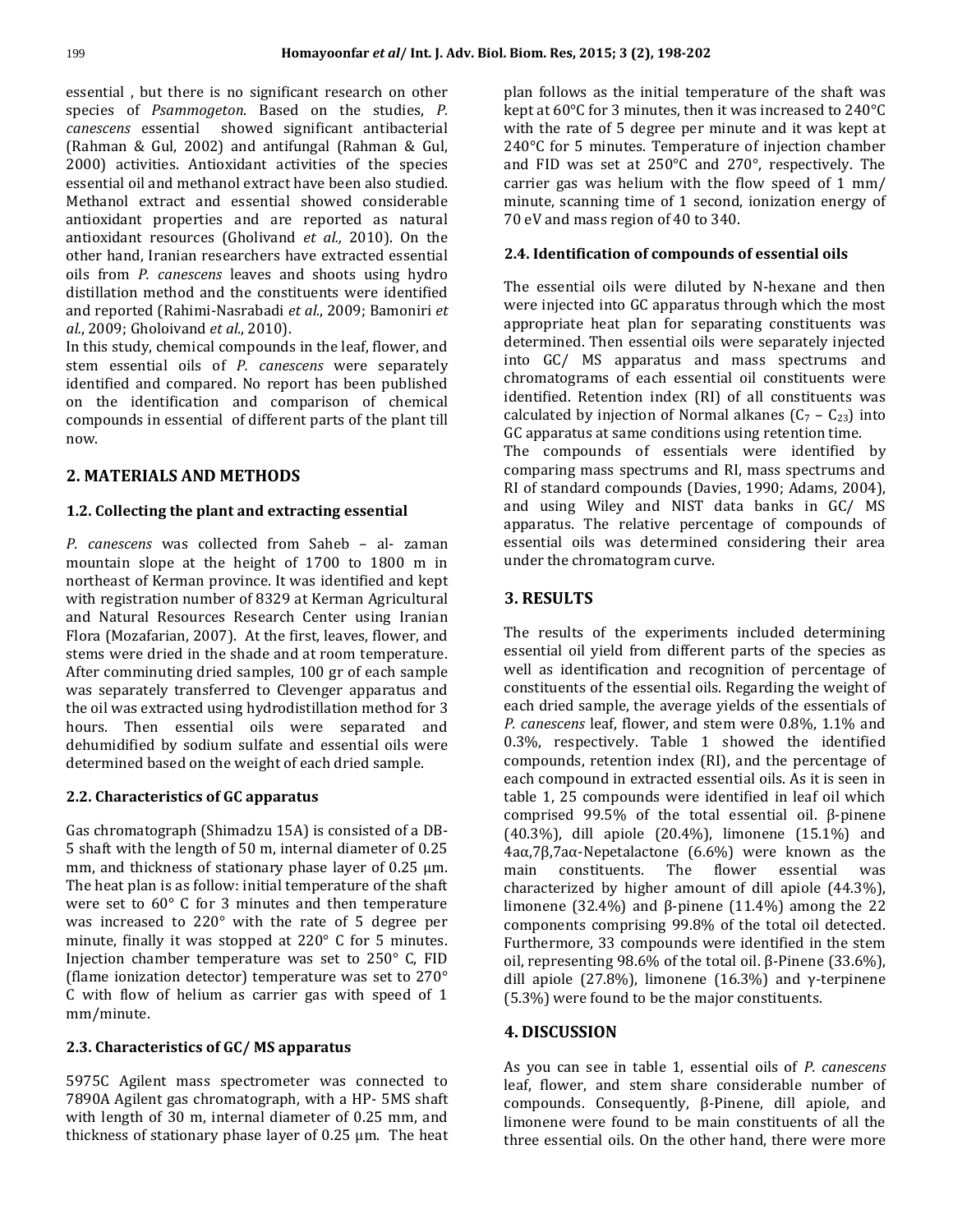essential , but there is no significant research on other species of *Psammogeton*. Based on the studies, *P. canescens* essential showed significant antibacterial (Rahman & Gul, 2002) and antifungal (Rahman & Gul, 2000) activities. Antioxidant activities of the species essential oil and methanol extract have been also studied. Methanol extract and essential showed considerable antioxidant properties and are reported as natural antioxidant resources (Gholivand *et al.,* 2010). On the other hand, Iranian researchers have extracted essential oils from *P. canescens* leaves and shoots using hydro distillation method and the constituents were identified and reported (Rahimi-Nasrabadi *et al*., 2009; Bamoniri *et al*., 2009; Gholoivand *et al*., 2010).

In this study, chemical compounds in the leaf, flower, and stem essential oils of *P. canescens* were separately identified and compared. No report has been published on the identification and comparison of chemical compounds in essential of different parts of the plant till now.

## 2. MATERIALS AND METHODS

### 1.2. Collecting the plant and extracting essential

*P. canescens* was collected from Saheb – al- zaman mountain slope at the height of 1700 to 1800 m in northeast of Kerman province. It was identified and kept with registration number of 8329 at Kerman Agricultural and Natural Resources Research Center using Iranian Flora (Mozafarian, 2007). At the first, leaves, flower, and stems were dried in the shade and at room temperature. After comminuting dried samples, 100 gr of each sample was separately transferred to Clevenger apparatus and the oil was extracted using hydrodistillation method for 3 hours. Then essential oils were separated and dehumidified by sodium sulfate and essential oils were determined based on the weight of each dried sample.

### 2.2. Characteristics of GC apparatus

Gas chromatograph (Shimadzu 15A) is consisted of a DB-5 shaft with the length of 50 m, internal diameter of 0.25 mm, and thickness of stationary phase layer of 0.25 µm. The heat plan is as follow: initial temperature of the shaft were set to 60° C for 3 minutes and then temperature was increased to 220° with the rate of 5 degree per minute, finally it was stopped at 220° C for 5 minutes. Injection chamber temperature was set to 250° C, FID (flame ionization detector) temperature was set to 270° C with flow of helium as carrier gas with speed of 1 mm/minute.

### 2.3. Characteristics of GC/ MS apparatus

5975C Agilent mass spectrometer was connected to 7890A Agilent gas chromatograph, with a HP- 5MS shaft with length of 30 m, internal diameter of 0.25 mm, and thickness of stationary phase layer of 0.25 µm. The heat plan follows as the initial temperature of the shaft was kept at 60°C for 3 minutes, then it was increased to 240°C with the rate of 5 degree per minute and it was kept at 240°C for 5 minutes. Temperature of injection chamber and FID was set at 250°C and 270°, respectively. The carrier gas was helium with the flow speed of 1 mm/ minute, scanning time of 1 second, ionization energy of 70 eV and mass region of 40 to 340.

### 2.4. Identification of compounds of essential oils

The essential oils were diluted by N-hexane and then were injected into GC apparatus through which the most appropriate heat plan for separating constituents was determined. Then essential oils were separately injected into GC/ MS apparatus and mass spectrums and chromatograms of each essential oil constituents were identified. Retention index (RI) of all constituents was calculated by injection of Normal alkanes ($C_7$ – $C_{23}$) into GC apparatus at same conditions using retention time.

The compounds of essentials were identified by comparing mass spectrums and RI, mass spectrums and RI of standard compounds (Davies, 1990; Adams, 2004), and using Wiley and NIST data banks in GC/ MS apparatus. The relative percentage of compounds of essential oils was determined considering their area under the chromatogram curve.

## 3. RESULTS

The results of the experiments included determining essential oil yield from different parts of the species as well as identification and recognition of percentage of constituents of the essential oils. Regarding the weight of each dried sample, the average yields of the essentials of *P. canescens* leaf, flower, and stem were 0.8%, 1.1% and 0.3%, respectively. Table 1 showed the identified compounds, retention index (RI), and the percentage of each compound in extracted essential oils. As it is seen in table 1, 25 compounds were identified in leaf oil which comprised 99.5% of the total essential oil. β-pinene (40.3%), dill apiole (20.4%), limonene (15.1%) and 4aα,7β,7aα-Nepetalactone (6.6%) were known as the main constituents. The flower essential was characterized by higher amount of dill apiole (44.3%), limonene (32.4%) and β-pinene (11.4%) among the 22 components comprising 99.8% of the total oil detected. Furthermore, 33 compounds were identified in the stem oil, representing 98.6% of the total oil. β-Pinene (33.6%), dill apiole (27.8%), limonene (16.3%) and γ-terpinene (5.3%) were found to be the major constituents.

## 4. DISCUSSION

As you can see in table 1, essential oils of *P. canescens* leaf, flower, and stem share considerable number of compounds. Consequently, β-Pinene, dill apiole, and limonene were found to be main constituents of all the three essential oils. On the other hand, there were more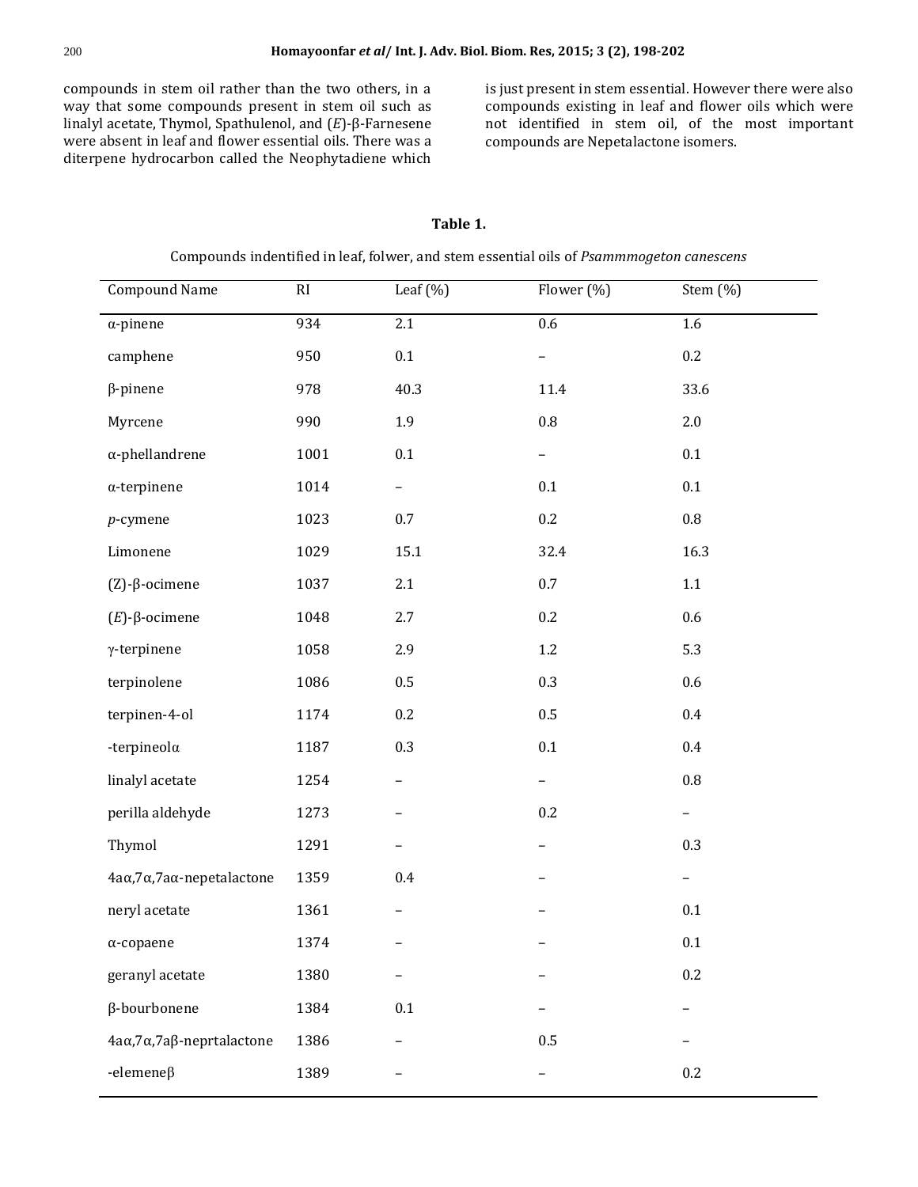compounds in stem oil rather than the two others, in a way that some compounds present in stem oil such as linalyl acetate, Thymol, Spathulenol, and (*E*)-β-Farnesene were absent in leaf and flower essential oils. There was a diterpene hydrocarbon called the Neophytadiene which is just present in stem essential. However there were also compounds existing in leaf and flower oils which were not identified in stem oil, of the most important compounds are Nepetalactone isomers.

**Table 1.**

Compounds indentified in leaf, folwer, and stem essential oils of *Psammmogeton canescens*

| Compound Name | RI | Leaf (%) | Flower (%) | Stem (%) |
|---|---|---|---|---|
| α-pinene | 934 | 2.1 | 0.6 | 1.6 |
| camphene | 950 | 0.1 | – | 0.2 |
| β-pinene | 978 | 40.3 | 11.4 | 33.6 |
| Myrcene | 990 | 1.9 | 0.8 | 2.0 |
| α-phellandrene | 1001 | 0.1 | – | 0.1 |
| α-terpinene | 1014 | – | 0.1 | 0.1 |
| *p*-cymene | 1023 | 0.7 | 0.2 | 0.8 |
| Limonene | 1029 | 15.1 | 32.4 | 16.3 |
| (Z)-β-ocimene | 1037 | 2.1 | 0.7 | 1.1 |
| (*E*)-β-ocimene | 1048 | 2.7 | 0.2 | 0.6 |
| γ-terpinene | 1058 | 2.9 | 1.2 | 5.3 |
| terpinolene | 1086 | 0.5 | 0.3 | 0.6 |
| terpinen-4-ol | 1174 | 0.2 | 0.5 | 0.4 |
| -terpineolα | 1187 | 0.3 | 0.1 | 0.4 |
| linalyl acetate | 1254 | – | – | 0.8 |
| perilla aldehyde | 1273 | – | 0.2 | – |
| Thymol | 1291 | – | – | 0.3 |
| 4aα,7α,7aα-nepetalactone | 1359 | 0.4 | – | – |
| neryl acetate | 1361 | – | – | 0.1 |
| α-copaene | 1374 | – | – | 0.1 |
| geranyl acetate | 1380 | – | – | 0.2 |
| β-bourbonene | 1384 | 0.1 | – | – |
| 4aα,7α,7aβ-neprtalactone | 1386 | – | 0.5 | – |
| -elemeneβ | 1389 | – | – | 0.2 |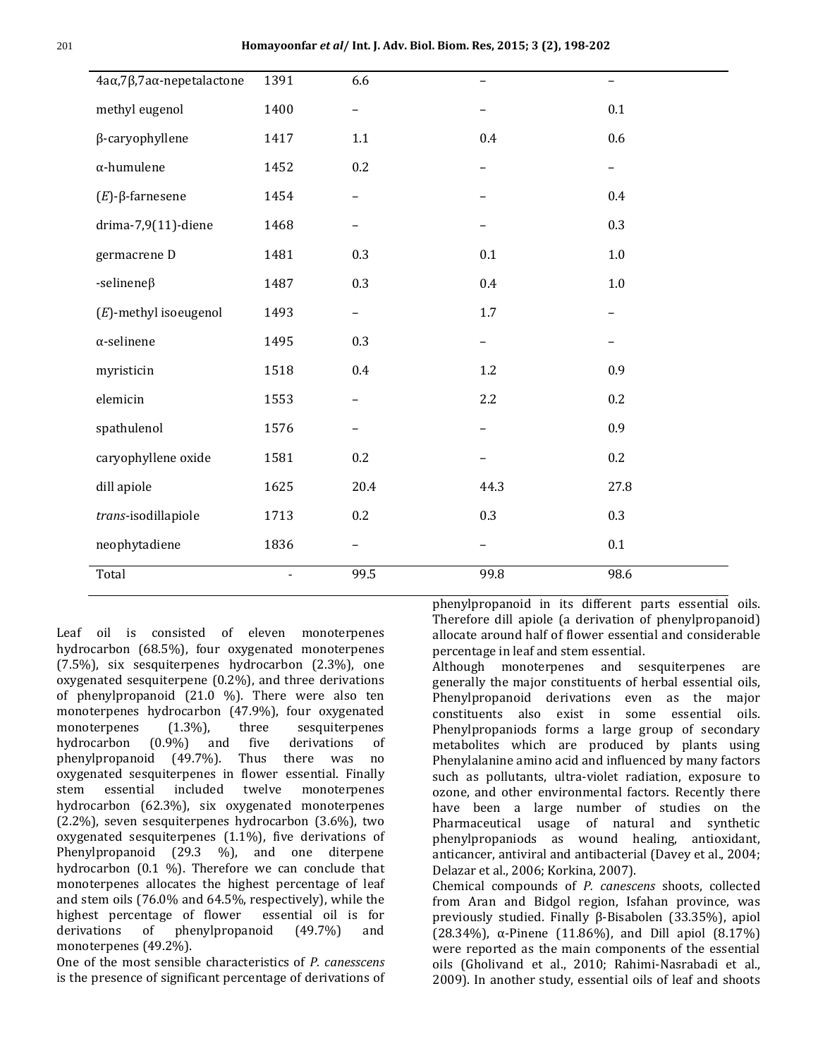| 4aα,7β,7aα-nepetalactone | 1391 | 6.6 | – | – |
|---|---|---|---|---|
| methyl eugenol | 1400 | – | – | 0.1 |
| β-caryophyllene | 1417 | 1.1 | 0.4 | 0.6 |
| α-humulene | 1452 | 0.2 | – | – |
| (*E*)-β-farnesene | 1454 | – | – | 0.4 |
| drima-7,9(11)-diene | 1468 | – | – | 0.3 |
| germacrene D | 1481 | 0.3 | 0.1 | 1.0 |
| -selineneβ | 1487 | 0.3 | 0.4 | 1.0 |
| (*E*)-methyl isoeugenol | 1493 | – | 1.7 | – |
| α-selinene | 1495 | 0.3 | – | – |
| myristicin | 1518 | 0.4 | 1.2 | 0.9 |
| elemicin | 1553 | – | 2.2 | 0.2 |
| spathulenol | 1576 | – | – | 0.9 |
| caryophyllene oxide | 1581 | 0.2 | – | 0.2 |
| dill apiole | 1625 | 20.4 | 44.3 | 27.8 |
| *trans*-isodillapiole | 1713 | 0.2 | 0.3 | 0.3 |
| neophytadiene | 1836 | – | – | 0.1 |
| Total | - | 99.5 | 99.8 | 98.6 |

Leaf oil is consisted of eleven monoterpenes hydrocarbon (68.5%), four oxygenated monoterpenes (7.5%), six sesquiterpenes hydrocarbon (2.3%), one oxygenated sesquiterpene (0.2%), and three derivations of phenylpropanoid (21.0 %). There were also ten monoterpenes hydrocarbon (47.9%), four oxygenated monoterpenes (1.3%), three sesquiterpenes hydrocarbon (0.9%) and five derivations of phenylpropanoid (49.7%). Thus there was no oxygenated sesquiterpenes in flower essential. Finally stem essential included twelve monoterpenes hydrocarbon (62.3%), six oxygenated monoterpenes (2.2%), seven sesquiterpenes hydrocarbon (3.6%), two oxygenated sesquiterpenes (1.1%), five derivations of Phenylpropanoid (29.3 %), and one diterpene hydrocarbon (0.1 %). Therefore we can conclude that monoterpenes allocates the highest percentage of leaf and stem oils (76.0% and 64.5%, respectively), while the highest percentage of flower essential oil is for derivations of phenylpropanoid (49.7%) and monoterpenes (49.2%).

One of the most sensible characteristics of *P. canesscens* is the presence of significant percentage of derivations of phenylpropanoid in its different parts essential oils. Therefore dill apiole (a derivation of phenylpropanoid) allocate around half of flower essential and considerable percentage in leaf and stem essential.

Although monoterpenes and sesquiterpenes are generally the major constituents of herbal essential oils, Phenylpropanoid derivations even as the major constituents also exist in some essential oils. Phenylpropaniods forms a large group of secondary metabolites which are produced by plants using Phenylalanine amino acid and influenced by many factors such as pollutants, ultra-violet radiation, exposure to ozone, and other environmental factors. Recently there have been a large number of studies on the Pharmaceutical usage of natural and synthetic phenylpropaniods as wound healing, antioxidant, anticancer, antiviral and antibacterial (Davey et al., 2004; Delazar et al., 2006; Korkina, 2007).

Chemical compounds of *P. canescens* shoots, collected from Aran and Bidgol region, Isfahan province, was previously studied. Finally β-Bisabolen (33.35%), apiol (28.34%), α-Pinene (11.86%), and Dill apiol (8.17%) were reported as the main components of the essential oils (Gholivand et al., 2010; Rahimi-Nasrabadi et al., 2009). In another study, essential oils of leaf and shoots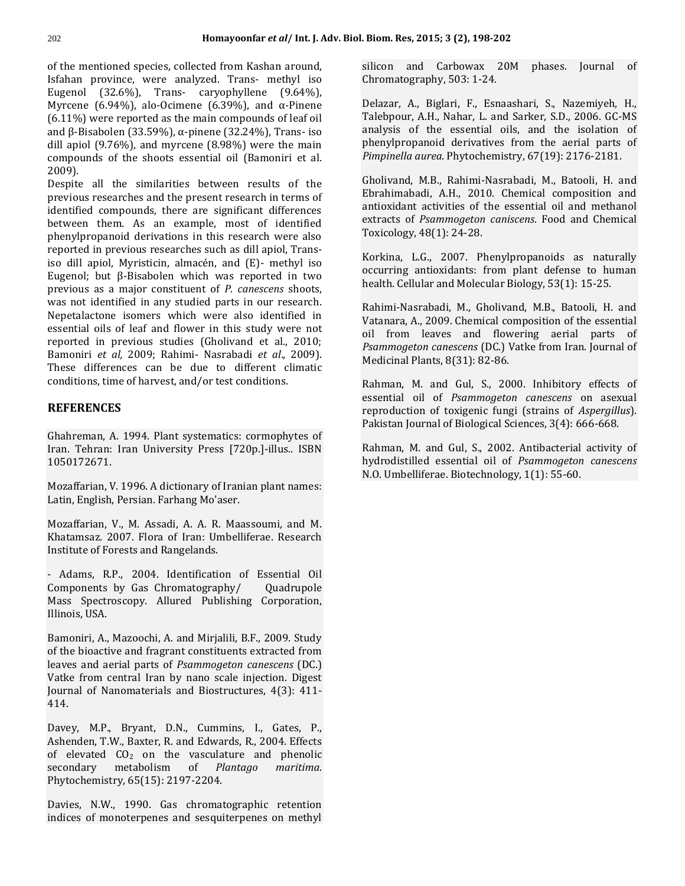of the mentioned species, collected from Kashan around, Isfahan province, were analyzed. Trans- methyl iso Eugenol (32.6%), Trans- caryophyllene (9.64%), Myrcene (6.94%), alo-Ocimene (6.39%), and α-Pinene (6.11%) were reported as the main compounds of leaf oil and β-Bisabolen (33.59%), α-pinene (32.24%), Trans- iso dill apiol (9.76%), and myrcene (8.98%) were the main compounds of the shoots essential oil (Bamoniri et al. 2009).

Despite all the similarities between results of the previous researches and the present research in terms of identified compounds, there are significant differences between them. As an example, most of identified phenylpropanoid derivations in this research were also reported in previous researches such as dill apiol, Trans- iso dill apiol, Myristicin, almacén, and (E)- methyl iso Eugenol; but β-Bisabolen which was reported in two previous as a major constituent of *P. canescens* shoots, was not identified in any studied parts in our research. Nepetalactone isomers which were also identified in essential oils of leaf and flower in this study were not reported in previous studies (Gholivand et al., 2010; Bamoniri *et al,* 2009; Rahimi- Nasrabadi *et al*., 2009). These differences can be due to different climatic conditions, time of harvest, and/or test conditions.

## REFERENCES

Ghahreman, A. 1994. Plant systematics: cormophytes of Iran. Tehran: Iran University Press [720p.]-illus.. ISBN 1050172671.

Mozaffarian, V. 1996. A dictionary of Iranian plant names: Latin, English, Persian. Farhang Mo'aser.

Mozaffarian, V., M. Assadi, A. A. R. Maassoumi, and M. Khatamsaz. 2007. Flora of Iran: Umbelliferae. Research Institute of Forests and Rangelands.

- Adams, R.P., 2004. Identification of Essential Oil Components by Gas Chromatography/ Quadrupole Mass Spectroscopy. Allured Publishing Corporation, Illinois, USA.

Bamoniri, A., Mazoochi, A. and Mirjalili, B.F., 2009. Study of the bioactive and fragrant constituents extracted from leaves and aerial parts of *Psammogeton canescens* (DC.) Vatke from central Iran by nano scale injection. Digest Journal of Nanomaterials and Biostructures, 4(3): 411-414.

Davey, M.P., Bryant, D.N., Cummins, I., Gates, P., Ashenden, T.W., Baxter, R. and Edwards, R., 2004. Effects of elevated $CO_2$ on the vasculature and phenolic secondary metabolism of *Plantago maritima*. Phytochemistry, 65(15): 2197-2204.

Davies, N.W., 1990. Gas chromatographic retention indices of monoterpenes and sesquiterpenes on methyl silicon and Carbowax 20M phases. Journal of Chromatography, 503: 1-24.

Delazar, A., Biglari, F., Esnaashari, S., Nazemiyeh, H., Talebpour, A.H., Nahar, L. and Sarker, S.D., 2006. GC-MS analysis of the essential oils, and the isolation of phenylpropanoid derivatives from the aerial parts of *Pimpinella aurea*. Phytochemistry, 67(19): 2176-2181.

Gholivand, M.B., Rahimi-Nasrabadi, M., Batooli, H. and Ebrahimabadi, A.H., 2010. Chemical composition and antioxidant activities of the essential oil and methanol extracts of *Psammogeton caniscens*. Food and Chemical Toxicology, 48(1): 24-28.

Korkina, L.G., 2007. Phenylpropanoids as naturally occurring antioxidants: from plant defense to human health. Cellular and Molecular Biology, 53(1): 15-25.

Rahimi-Nasrabadi, M., Gholivand, M.B., Batooli, H. and Vatanara, A., 2009. Chemical composition of the essential oil from leaves and flowering aerial parts of *Psammogeton canescens* (DC.) Vatke from Iran. Journal of Medicinal Plants, 8(31): 82-86.

Rahman, M. and Gul, S., 2000. Inhibitory effects of essential oil of *Psammogeton canescens* on asexual reproduction of toxigenic fungi (strains of *Aspergillus*). Pakistan Journal of Biological Sciences, 3(4): 666-668.

Rahman, M. and Gul, S., 2002. Antibacterial activity of hydrodistilled essential oil of *Psammogeton canescens* N.O. Umbelliferae. Biotechnology, 1(1): 55-60.